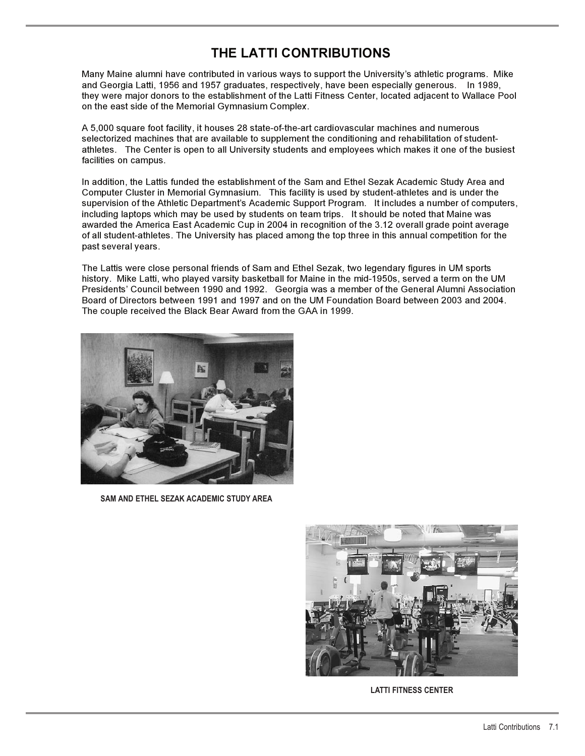# THE LATTI CONTRIBUTIONS

Many Maine alumni have contributed in various ways to support the University's athletic programs. Mike and Georgia Latti, 1956 and 1957 graduates, respectively, have been especially generous. In 1989, they were major donors to the establishment of the Latti Fitness Center, located adjacent to Wallace Pool on the east side of the Memorial Gymnasium Complex.

A 5,000 square foot facility, it houses 28 state-of-the-art cardiovascular machines and numerous selectorized machines that are available to supplement the conditioning and rehabilitation of student-athletes. The Center is open to all University students and employees which makes it one of the busiest facilities on campus.

In addition, the Lattis funded the establishment of the Sam and Ethel Sezak Academic Study Area and Computer Cluster in Memorial Gymnasium. This facility is used by student-athletes and is under the supervision of the Athletic Department's Academic Support Program. It includes a number of computers, including laptops which may be used by students on team trips. It should be noted that Maine was awarded the America East Academic Cup in 2004 in recognition of the 3.12 overall grade point average of all student-athletes. The University has placed among the top three in this annual competition for the past several years.

The Lattis were close personal friends of Sam and Ethel Sezak, two legendary figures in UM sports history. Mike Latti, who played varsity basketball for Maine in the mid-1950s, served a term on the UM Presidents' Council between 1990 and 1992. Georgia was a member of the General Alumni Association Board of Directors between 1991 and 1997 and on the UM Foundation Board between 2003 and 2004. The couple received the Black Bear Award from the GAA in 1999.

**SAM AND ETHEL SEZAK ACADEMIC STUDY AREA**

**LATTI FITNESS CENTER**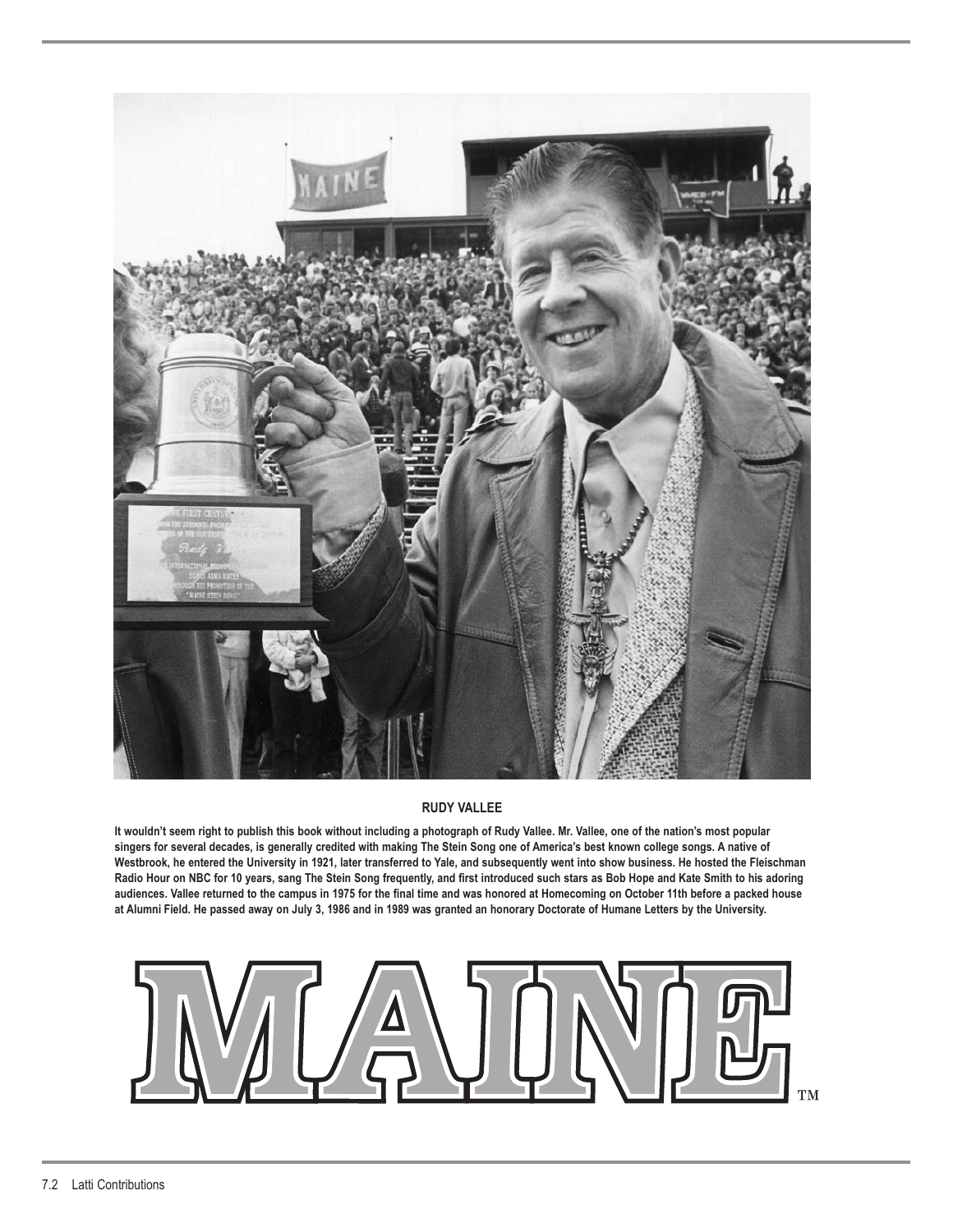**RUDY VALLEE**

**It wouldn't seem right to publish this book without including a photograph of Rudy Vallee. Mr. Vallee, one of the nation's most popular singers for several decades, is generally credited with making The Stein Song one of America's best known college songs. A native of Westbrook, he entered the University in 1921, later transferred to Yale, and subsequently went into show business. He hosted the Fleischman Radio Hour on NBC for 10 years, sang The Stein Song frequently, and first introduced such stars as Bob Hope and Kate Smith to his adoring audiences. Vallee returned to the campus in 1975 for the final time and was honored at Homecoming on October 11th before a packed house at Alumni Field. He passed away on July 3, 1986 and in 1989 was granted an honorary Doctorate of Humane Letters by the University.**

MAINE™